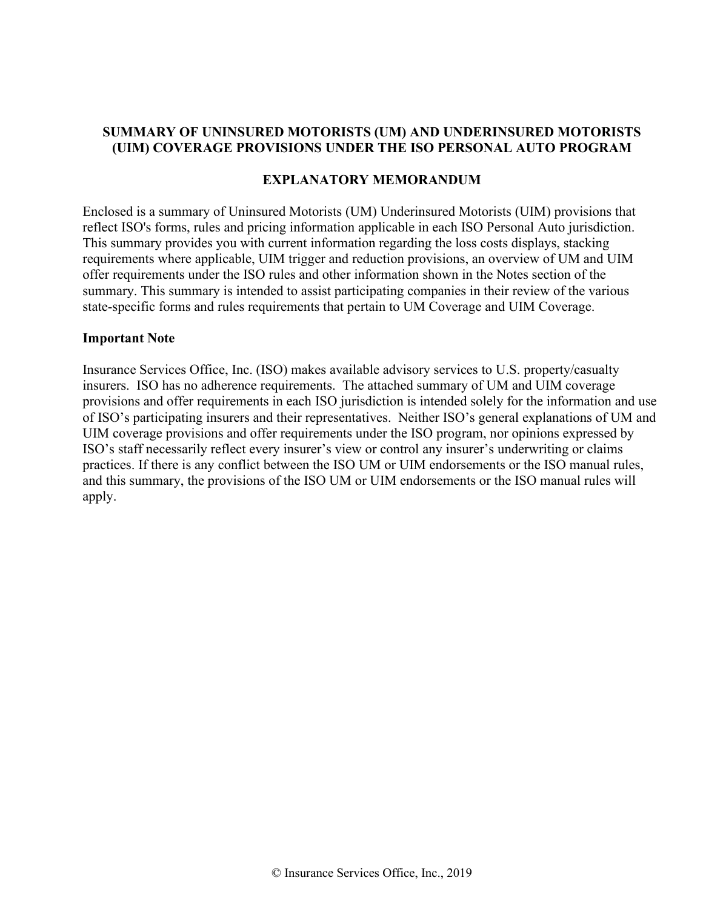# SUMMARY OF UNINSURED MOTORISTS (UM) AND UNDERINSURED MOTORISTS (UIM) COVERAGE PROVISIONS UNDER THE ISO PERSONAL AUTO PROGRAM

## EXPLANATORY MEMORANDUM

Enclosed is a summary of Uninsured Motorists (UM) Underinsured Motorists (UIM) provisions that reflect ISO's forms, rules and pricing information applicable in each ISO Personal Auto jurisdiction. This summary provides you with current information regarding the loss costs displays, stacking requirements where applicable, UIM trigger and reduction provisions, an overview of UM and UIM offer requirements under the ISO rules and other information shown in the Notes section of the summary. This summary is intended to assist participating companies in their review of the various state-specific forms and rules requirements that pertain to UM Coverage and UIM Coverage.

**Important Note**

Insurance Services Office, Inc. (ISO) makes available advisory services to U.S. property/casualty insurers. ISO has no adherence requirements. The attached summary of UM and UIM coverage provisions and offer requirements in each ISO jurisdiction is intended solely for the information and use of ISO's participating insurers and their representatives. Neither ISO's general explanations of UM and UIM coverage provisions and offer requirements under the ISO program, nor opinions expressed by ISO's staff necessarily reflect every insurer's view or control any insurer's underwriting or claims practices. If there is any conflict between the ISO UM or UIM endorsements or the ISO manual rules, and this summary, the provisions of the ISO UM or UIM endorsements or the ISO manual rules will apply.

© Insurance Services Office, Inc., 2019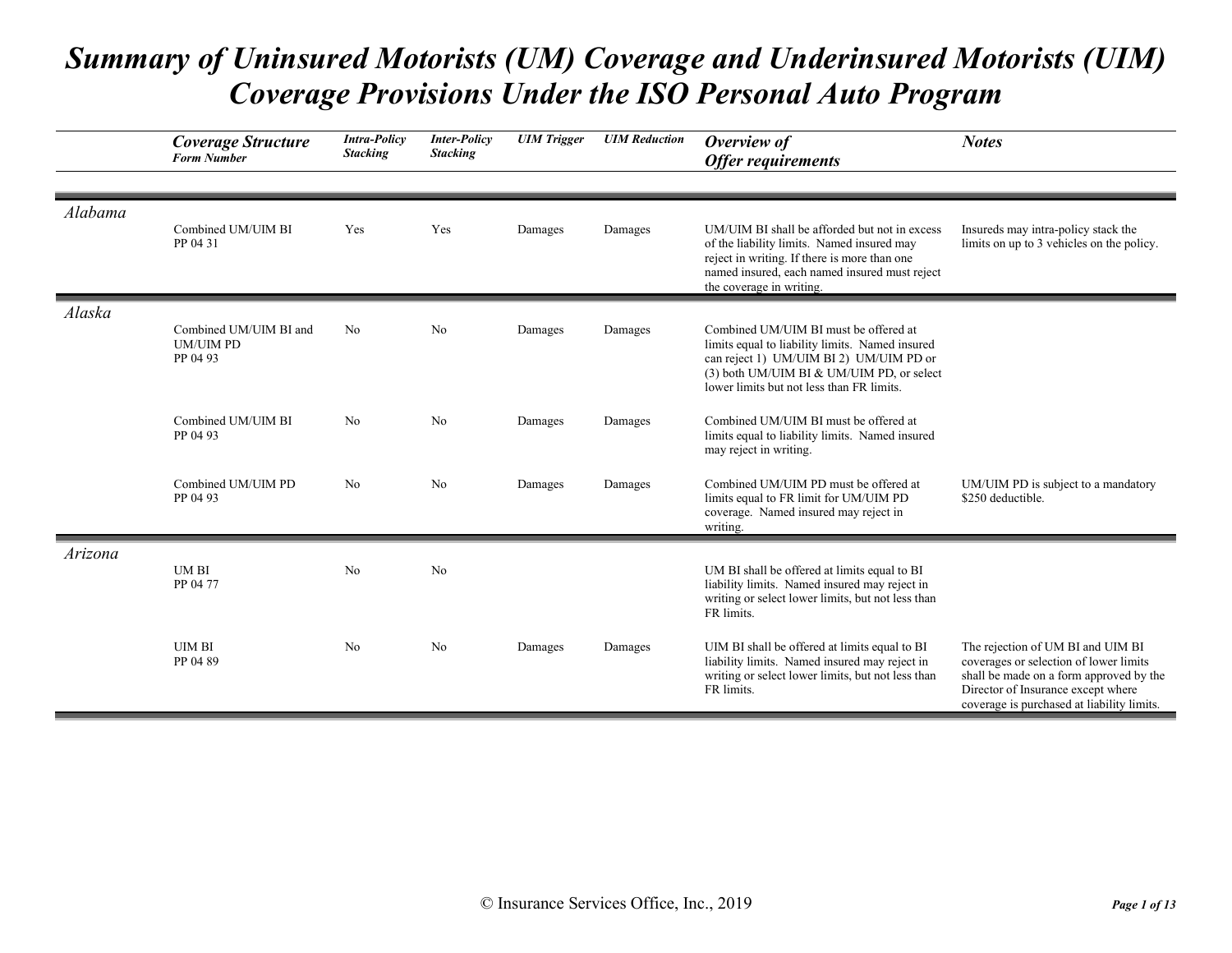# Summary of Uninsured Motorists (UM) Coverage and Underinsured Motorists (UIM) Coverage Provisions Under the ISO Personal Auto Program

| | Coverage Structure<br>Form Number | Intra-Policy Stacking | Inter-Policy Stacking | UIM Trigger | UIM Reduction | Overview of Offer requirements | Notes |
|---|---|---|---|---|---|---|---|
| *Alabama* | Combined UM/UIM BI<br>PP 04 31 | Yes | Yes | Damages | Damages | UM/UIM BI shall be afforded but not in excess of the liability limits. Named insured may reject in writing. If there is more than one named insured, each named insured must reject the coverage in writing. | Insureds may intra-policy stack the limits on up to 3 vehicles on the policy. |
| *Alaska* | Combined UM/UIM BI and UM/UIM PD<br>PP 04 93 | No | No | Damages | Damages | Combined UM/UIM BI must be offered at limits equal to liability limits. Named insured can reject 1) UM/UIM BI 2) UM/UIM PD or (3) both UM/UIM BI & UM/UIM PD, or select lower limits but not less than FR limits. | |
| | Combined UM/UIM BI<br>PP 04 93 | No | No | Damages | Damages | Combined UM/UIM BI must be offered at limits equal to liability limits. Named insured may reject in writing. | |
| | Combined UM/UIM PD<br>PP 04 93 | No | No | Damages | Damages | Combined UM/UIM PD must be offered at limits equal to FR limit for UM/UIM PD coverage. Named insured may reject in writing. | UM/UIM PD is subject to a mandatory $250 deductible. |
| *Arizona* | UM BI<br>PP 04 77 | No | No | | | UM BI shall be offered at limits equal to BI liability limits. Named insured may reject in writing or select lower limits, but not less than FR limits. | |
| | UIM BI<br>PP 04 89 | No | No | Damages | Damages | UIM BI shall be offered at limits equal to BI liability limits. Named insured may reject in writing or select lower limits, but not less than FR limits. | The rejection of UM BI and UIM BI coverages or selection of lower limits shall be made on a form approved by the Director of Insurance except where coverage is purchased at liability limits. |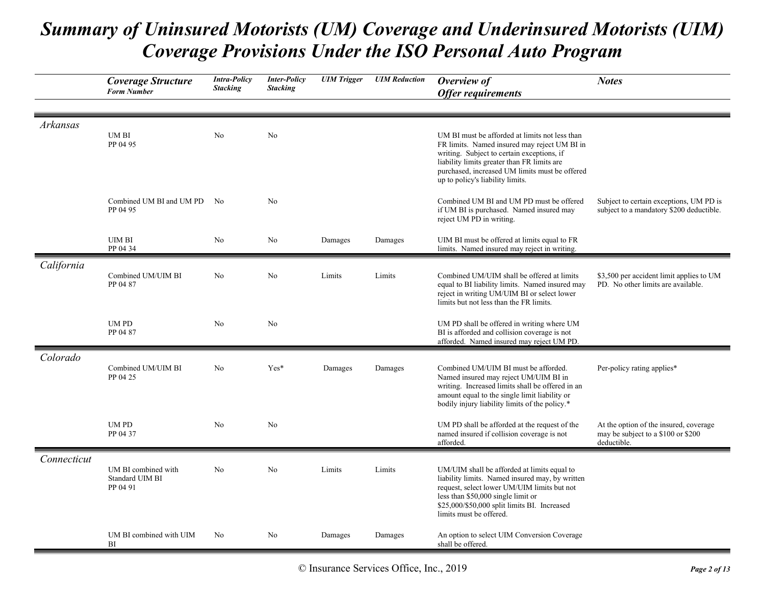# *Summary of Uninsured Motorists (UM) Coverage and Underinsured Motorists (UIM) Coverage Provisions Under the ISO Personal Auto Program*

| | Coverage Structure<br>Form Number | Intra-Policy Stacking | Inter-Policy Stacking | UIM Trigger | UIM Reduction | Overview of Offer requirements | Notes |
|---|---|---|---|---|---|---|---|
| *Arkansas* | | | | | | | |
| | UM BI<br>PP 04 95 | No | No | | | UM BI must be afforded at limits not less than FR limits. Named insured may reject UM BI in writing. Subject to certain exceptions, if liability limits greater than FR limits are purchased, increased UM limits must be offered up to policy's liability limits. | |
| | Combined UM BI and UM PD<br>PP 04 95 | No | No | | | Combined UM BI and UM PD must be offered if UM BI is purchased. Named insured may reject UM PD in writing. | Subject to certain exceptions, UM PD is subject to a mandatory $200 deductible. |
| | UIM BI<br>PP 04 34 | No | No | Damages | Damages | UIM BI must be offered at limits equal to FR limits. Named insured may reject in writing. | |
| *California* | | | | | | | |
| | Combined UM/UIM BI<br>PP 04 87 | No | No | Limits | Limits | Combined UM/UIM shall be offered at limits equal to BI liability limits. Named insured may reject in writing UM/UIM BI or select lower limits but not less than the FR limits. | $3,500 per accident limit applies to UM PD. No other limits are available. |
| | UM PD<br>PP 04 87 | No | No | | | UM PD shall be offered in writing where UM BI is afforded and collision coverage is not afforded. Named insured may reject UM PD. | |
| *Colorado* | | | | | | | |
| | Combined UM/UIM BI<br>PP 04 25 | No | Yes* | Damages | Damages | Combined UM/UIM BI must be afforded. Named insured may reject UM/UIM BI in writing. Increased limits shall be offered in an amount equal to the single limit liability or bodily injury liability limits of the policy.* | Per-policy rating applies* |
| | UM PD<br>PP 04 37 | No | No | | | UM PD shall be afforded at the request of the named insured if collision coverage is not afforded. | At the option of the insured, coverage may be subject to a $100 or $200 deductible. |
| *Connecticut* | | | | | | | |
| | UM BI combined with Standard UIM BI<br>PP 04 91 | No | No | Limits | Limits | UM/UIM shall be afforded at limits equal to liability limits. Named insured may, by written request, select lower UM/UIM limits but not less than $50,000 single limit or $25,000/$50,000 split limits BI. Increased limits must be offered. | |
| | UM BI combined with UIM BI | No | No | Damages | Damages | An option to select UIM Conversion Coverage shall be offered. | |

© Insurance Services Office, Inc., 2019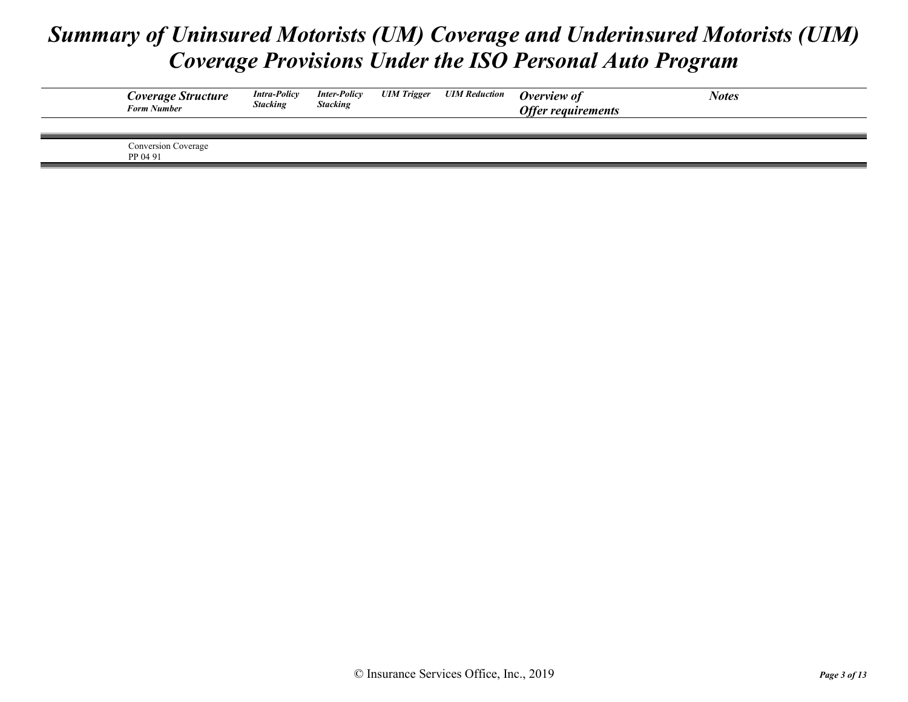# Summary of Uninsured Motorists (UM) Coverage and Underinsured Motorists (UIM) Coverage Provisions Under the ISO Personal Auto Program

| *Coverage Structure* *Form Number* | *Intra-Policy Stacking* | *Inter-Policy Stacking* | *UIM Trigger* | *UIM Reduction* | *Overview of Offer requirements* | *Notes* |
|---|---|---|---|---|---|---|
| Conversion Coverage PP 04 91 | | | | | | |

© Insurance Services Office, Inc., 2019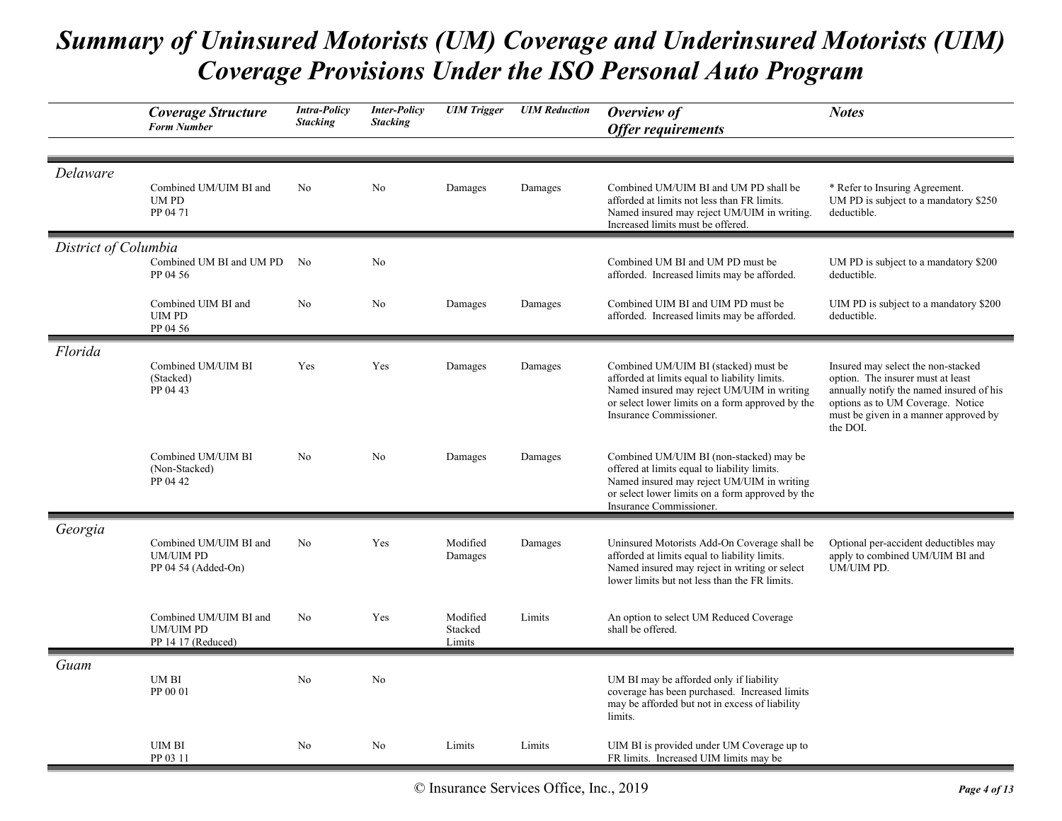# Summary of Uninsured Motorists (UM) Coverage and Underinsured Motorists (UIM) Coverage Provisions Under the ISO Personal Auto Program

| | Coverage Structure<br>Form Number | Intra-Policy Stacking | Inter-Policy Stacking | UIM Trigger | UIM Reduction | Overview of Offer requirements | Notes |
|---|---|---|---|---|---|---|---|
| *Delaware* | | | | | | | |
| | Combined UM/UIM BI and UM PD<br>PP 04 71 | No | No | Damages | Damages | Combined UM/UIM BI and UM PD shall be afforded at limits not less than FR limits. Named insured may reject UM/UIM in writing. Increased limits must be offered. | * Refer to Insuring Agreement. UM PD is subject to a mandatory $250 deductible. |
| *District of Columbia* | | | | | | | |
| | Combined UM BI and UM PD<br>PP 04 56 | No | No | | | Combined UM BI and UM PD must be afforded. Increased limits may be afforded. | UM PD is subject to a mandatory $200 deductible. |
| | Combined UIM BI and UIM PD<br>PP 04 56 | No | No | Damages | Damages | Combined UIM BI and UIM PD must be afforded. Increased limits may be afforded. | UIM PD is subject to a mandatory $200 deductible. |
| *Florida* | | | | | | | |
| | Combined UM/UIM BI (Stacked)<br>PP 04 43 | Yes | Yes | Damages | Damages | Combined UM/UIM BI (stacked) must be afforded at limits equal to liability limits. Named insured may reject UM/UIM in writing or select lower limits on a form approved by the Insurance Commissioner. | Insured may select the non-stacked option. The insurer must at least annually notify the named insured of his options as to UM Coverage. Notice must be given in a manner approved by the DOI. |
| | Combined UM/UIM BI (Non-Stacked)<br>PP 04 42 | No | No | Damages | Damages | Combined UM/UIM BI (non-stacked) may be offered at limits equal to liability limits. Named insured may reject UM/UIM in writing or select lower limits on a form approved by the Insurance Commissioner. | |
| *Georgia* | | | | | | | |
| | Combined UM/UIM BI and UM/UIM PD<br>PP 04 54 (Added-On) | No | Yes | Modified Damages | Damages | Uninsured Motorists Add-On Coverage shall be afforded at limits equal to liability limits. Named insured may reject in writing or select lower limits but not less than the FR limits. | Optional per-accident deductibles may apply to combined UM/UIM BI and UM/UIM PD. |
| | Combined UM/UIM BI and UM/UIM PD<br>PP 14 17 (Reduced) | No | Yes | Modified Stacked Limits | Limits | An option to select UM Reduced Coverage shall be offered. | |
| *Guam* | | | | | | | |
| | UM BI<br>PP 00 01 | No | No | | | UM BI may be afforded only if liability coverage has been purchased. Increased limits may be afforded but not in excess of liability limits. | |
| | UIM BI<br>PP 03 11 | No | No | Limits | Limits | UIM BI is provided under UM Coverage up to FR limits. Increased UIM limits may be | |

© Insurance Services Office, Inc., 2019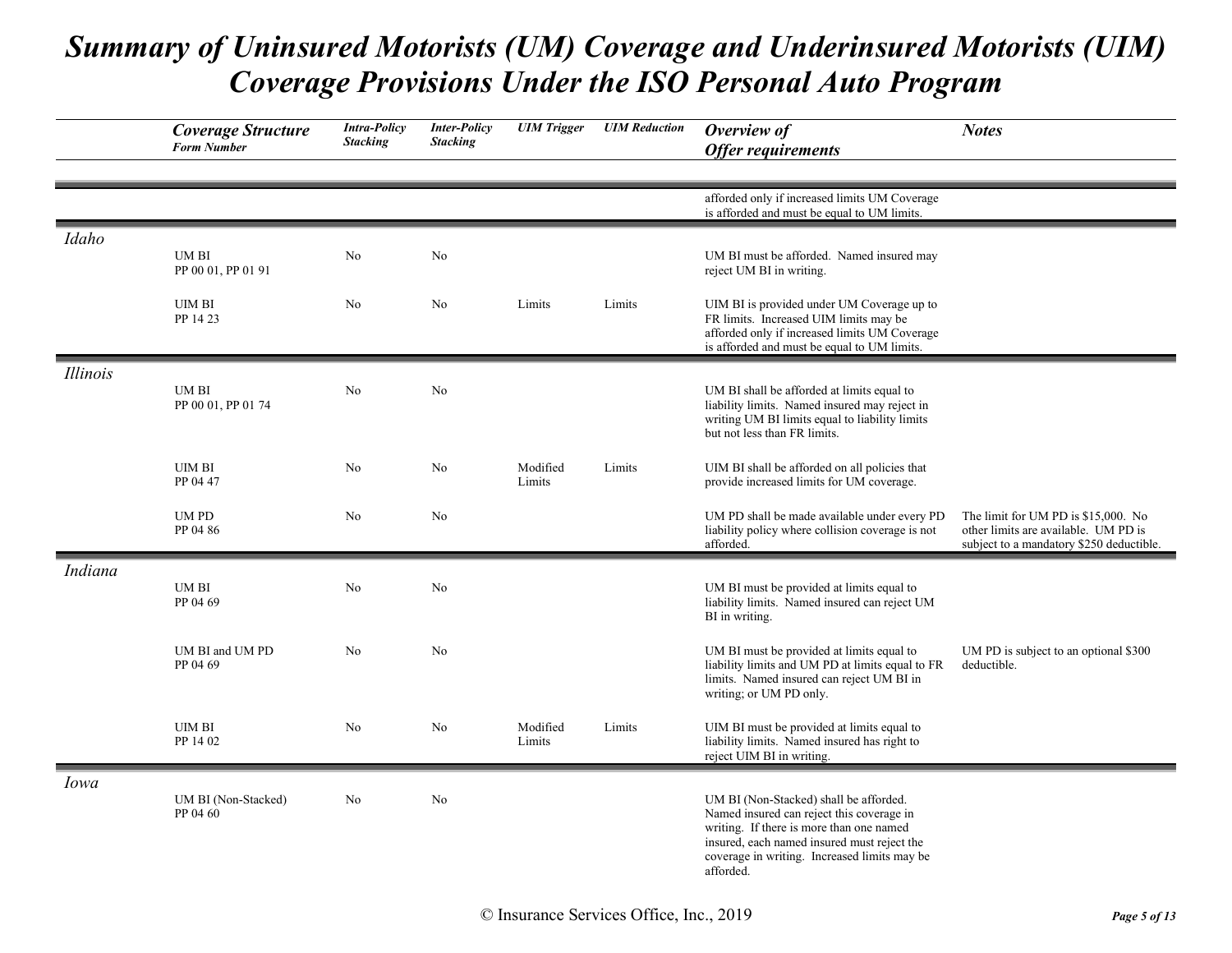# Summary of Uninsured Motorists (UM) Coverage and Underinsured Motorists (UIM) Coverage Provisions Under the ISO Personal Auto Program

| | Coverage Structure<br>Form Number | Intra-Policy Stacking | Inter-Policy Stacking | UIM Trigger | UIM Reduction | Overview of Offer requirements | Notes |
|---|---|---|---|---|---|---|---|
| | | | | | | afforded only if increased limits UM Coverage is afforded and must be equal to UM limits. | |
| *Idaho* | | | | | | | |
| | UM BI<br>PP 00 01, PP 01 91 | No | No | | | UM BI must be afforded. Named insured may reject UM BI in writing. | |
| | UIM BI<br>PP 14 23 | No | No | Limits | Limits | UIM BI is provided under UM Coverage up to FR limits. Increased UIM limits may be afforded only if increased limits UM Coverage is afforded and must be equal to UM limits. | |
| *Illinois* | | | | | | | |
| | UM BI<br>PP 00 01, PP 01 74 | No | No | | | UM BI shall be afforded at limits equal to liability limits. Named insured may reject in writing UM BI limits equal to liability limits but not less than FR limits. | |
| | UIM BI<br>PP 04 47 | No | No | Modified Limits | Limits | UIM BI shall be afforded on all policies that provide increased limits for UM coverage. | |
| | UM PD<br>PP 04 86 | No | No | | | UM PD shall be made available under every PD liability policy where collision coverage is not afforded. | The limit for UM PD is $15,000. No other limits are available. UM PD is subject to a mandatory $250 deductible. |
| *Indiana* | | | | | | | |
| | UM BI<br>PP 04 69 | No | No | | | UM BI must be provided at limits equal to liability limits. Named insured can reject UM BI in writing. | |
| | UM BI and UM PD<br>PP 04 69 | No | No | | | UM BI must be provided at limits equal to liability limits and UM PD at limits equal to FR limits. Named insured can reject UM BI in writing; or UM PD only. | UM PD is subject to an optional $300 deductible. |
| | UIM BI<br>PP 14 02 | No | No | Modified Limits | Limits | UIM BI must be provided at limits equal to liability limits. Named insured has right to reject UIM BI in writing. | |
| *Iowa* | | | | | | | |
| | UM BI (Non-Stacked)<br>PP 04 60 | No | No | | | UM BI (Non-Stacked) shall be afforded. Named insured can reject this coverage in writing. If there is more than one named insured, each named insured must reject the coverage in writing. Increased limits may be afforded. | |

© Insurance Services Office, Inc., 2019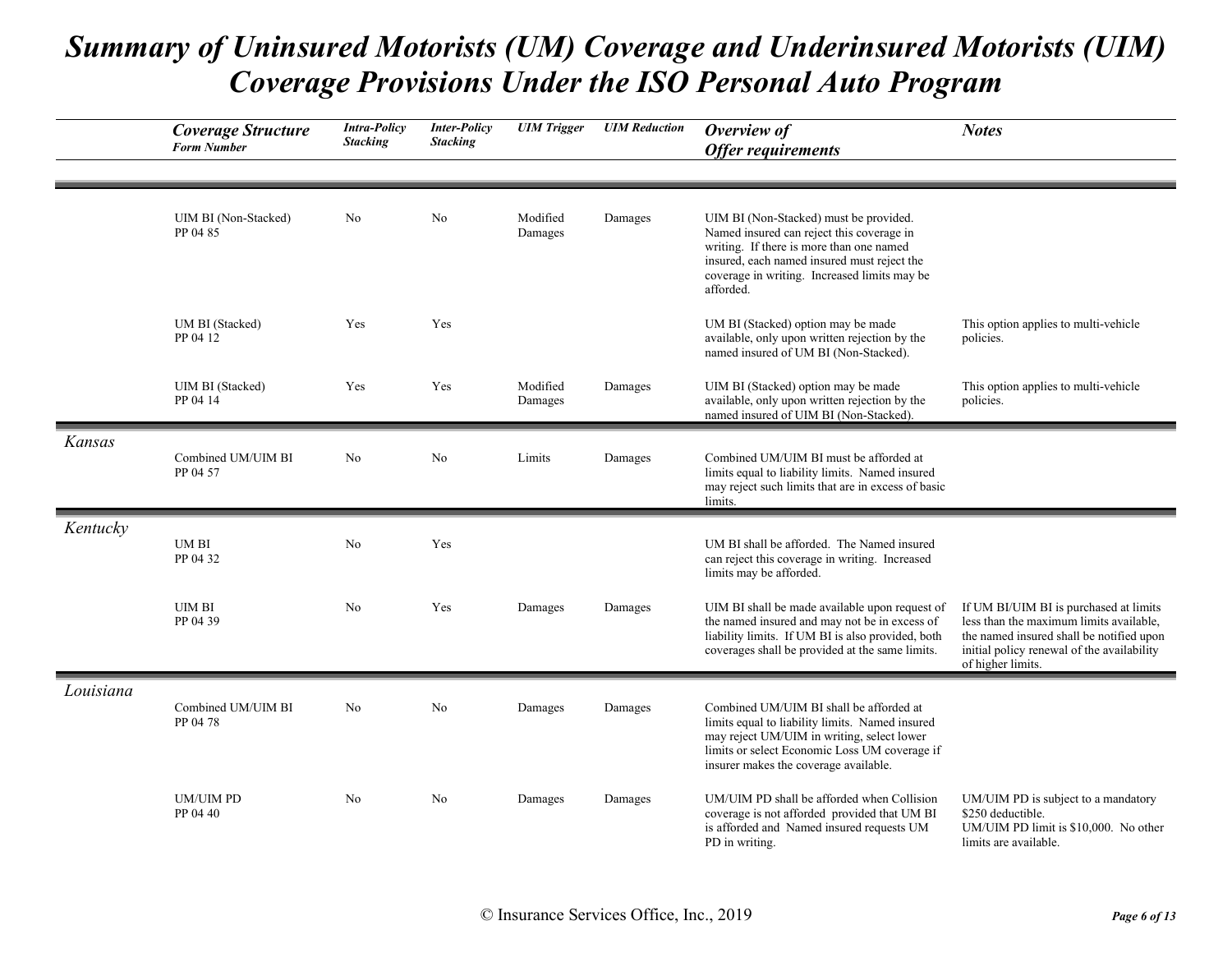# Summary of Uninsured Motorists (UM) Coverage and Underinsured Motorists (UIM) Coverage Provisions Under the ISO Personal Auto Program

| | Coverage Structure Form Number | Intra-Policy Stacking | Inter-Policy Stacking | UIM Trigger | UIM Reduction | Overview of Offer requirements | Notes |
|---|---|---|---|---|---|---|---|
| | UIM BI (Non-Stacked) PP 04 85 | No | No | Modified Damages | Damages | UIM BI (Non-Stacked) must be provided. Named insured can reject this coverage in writing. If there is more than one named insured, each named insured must reject the coverage in writing. Increased limits may be afforded. | |
| | UM BI (Stacked) PP 04 12 | Yes | Yes | | | UM BI (Stacked) option may be made available, only upon written rejection by the named insured of UM BI (Non-Stacked). | This option applies to multi-vehicle policies. |
| | UIM BI (Stacked) PP 04 14 | Yes | Yes | Modified Damages | Damages | UIM BI (Stacked) option may be made available, only upon written rejection by the named insured of UIM BI (Non-Stacked). | This option applies to multi-vehicle policies. |
| *Kansas* | Combined UM/UIM BI PP 04 57 | No | No | Limits | Damages | Combined UM/UIM BI must be afforded at limits equal to liability limits. Named insured may reject such limits that are in excess of basic limits. | |
| *Kentucky* | UM BI PP 04 32 | No | Yes | | | UM BI shall be afforded. The Named insured can reject this coverage in writing. Increased limits may be afforded. | |
| | UIM BI PP 04 39 | No | Yes | Damages | Damages | UIM BI shall be made available upon request of the named insured and may not be in excess of liability limits. If UM BI is also provided, both coverages shall be provided at the same limits. | If UM BI/UIM BI is purchased at limits less than the maximum limits available, the named insured shall be notified upon initial policy renewal of the availability of higher limits. |
| *Louisiana* | Combined UM/UIM BI PP 04 78 | No | No | Damages | Damages | Combined UM/UIM BI shall be afforded at limits equal to liability limits. Named insured may reject UM/UIM in writing, select lower limits or select Economic Loss UM coverage if insurer makes the coverage available. | |
| | UM/UIM PD PP 04 40 | No | No | Damages | Damages | UM/UIM PD shall be afforded when Collision coverage is not afforded provided that UM BI is afforded and Named insured requests UM PD in writing. | UM/UIM PD is subject to a mandatory $250 deductible. UM/UIM PD limit is $10,000. No other limits are available. |

© Insurance Services Office, Inc., 2019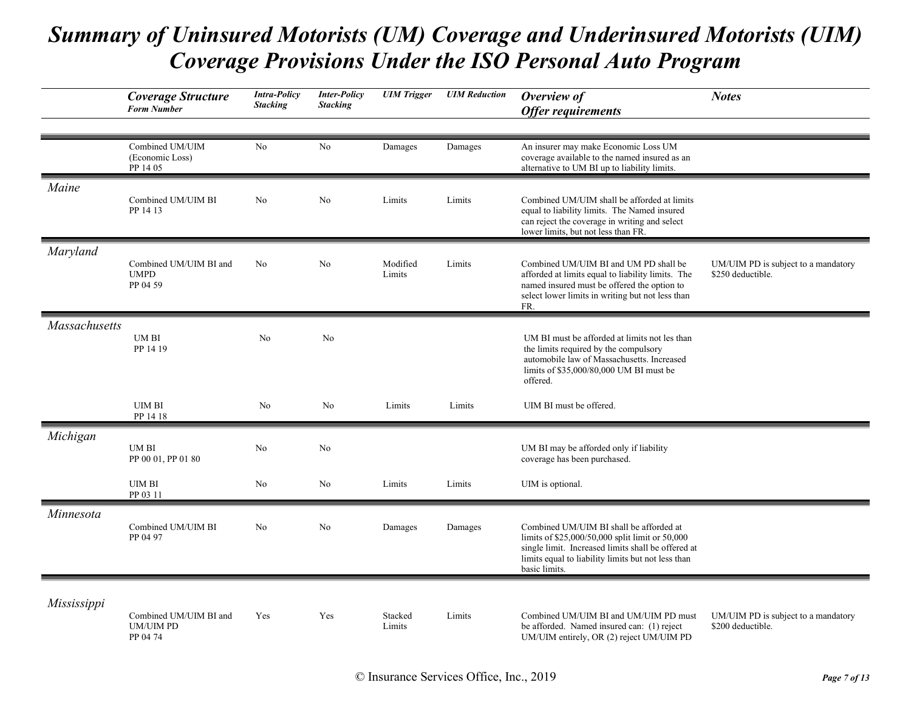# Summary of Uninsured Motorists (UM) Coverage and Underinsured Motorists (UIM) Coverage Provisions Under the ISO Personal Auto Program

| | ***Coverage Structure*** *Form Number* | ***Intra-Policy Stacking*** | ***Inter-Policy Stacking*** | ***UIM Trigger*** | ***UIM Reduction*** | ***Overview of Offer requirements*** | ***Notes*** |
|---|---|---|---|---|---|---|---|
| | Combined UM/UIM (Economic Loss) PP 14 05 | No | No | Damages | Damages | An insurer may make Economic Loss UM coverage available to the named insured as an alternative to UM BI up to liability limits. | |
| *Maine* | Combined UM/UIM BI PP 14 13 | No | No | Limits | Limits | Combined UM/UIM shall be afforded at limits equal to liability limits. The Named insured can reject the coverage in writing and select lower limits, but not less than FR. | |
| *Maryland* | Combined UM/UIM BI and UMPD PP 04 59 | No | No | Modified Limits | Limits | Combined UM/UIM BI and UM PD shall be afforded at limits equal to liability limits. The named insured must be offered the option to select lower limits in writing but not less than FR. | UM/UIM PD is subject to a mandatory $250 deductible. |
| *Massachusetts* | UM BI PP 14 19 | No | No | | | UM BI must be afforded at limits not les than the limits required by the compulsory automobile law of Massachusetts. Increased limits of $35,000/80,000 UM BI must be offered. | |
| | UIM BI PP 14 18 | No | No | Limits | Limits | UIM BI must be offered. | |
| *Michigan* | UM BI PP 00 01, PP 01 80 | No | No | | | UM BI may be afforded only if liability coverage has been purchased. | |
| | UIM BI PP 03 11 | No | No | Limits | Limits | UIM is optional. | |
| *Minnesota* | Combined UM/UIM BI PP 04 97 | No | No | Damages | Damages | Combined UM/UIM BI shall be afforded at limits of $25,000/50,000 split limit or 50,000 single limit. Increased limits shall be offered at limits equal to liability limits but not less than basic limits. | |
| *Mississippi* | Combined UM/UIM BI and UM/UIM PD PP 04 74 | Yes | Yes | Stacked Limits | Limits | Combined UM/UIM BI and UM/UIM PD must be afforded. Named insured can: (1) reject UM/UIM entirely, OR (2) reject UM/UIM PD | UM/UIM PD is subject to a mandatory $200 deductible. |

© Insurance Services Office, Inc., 2019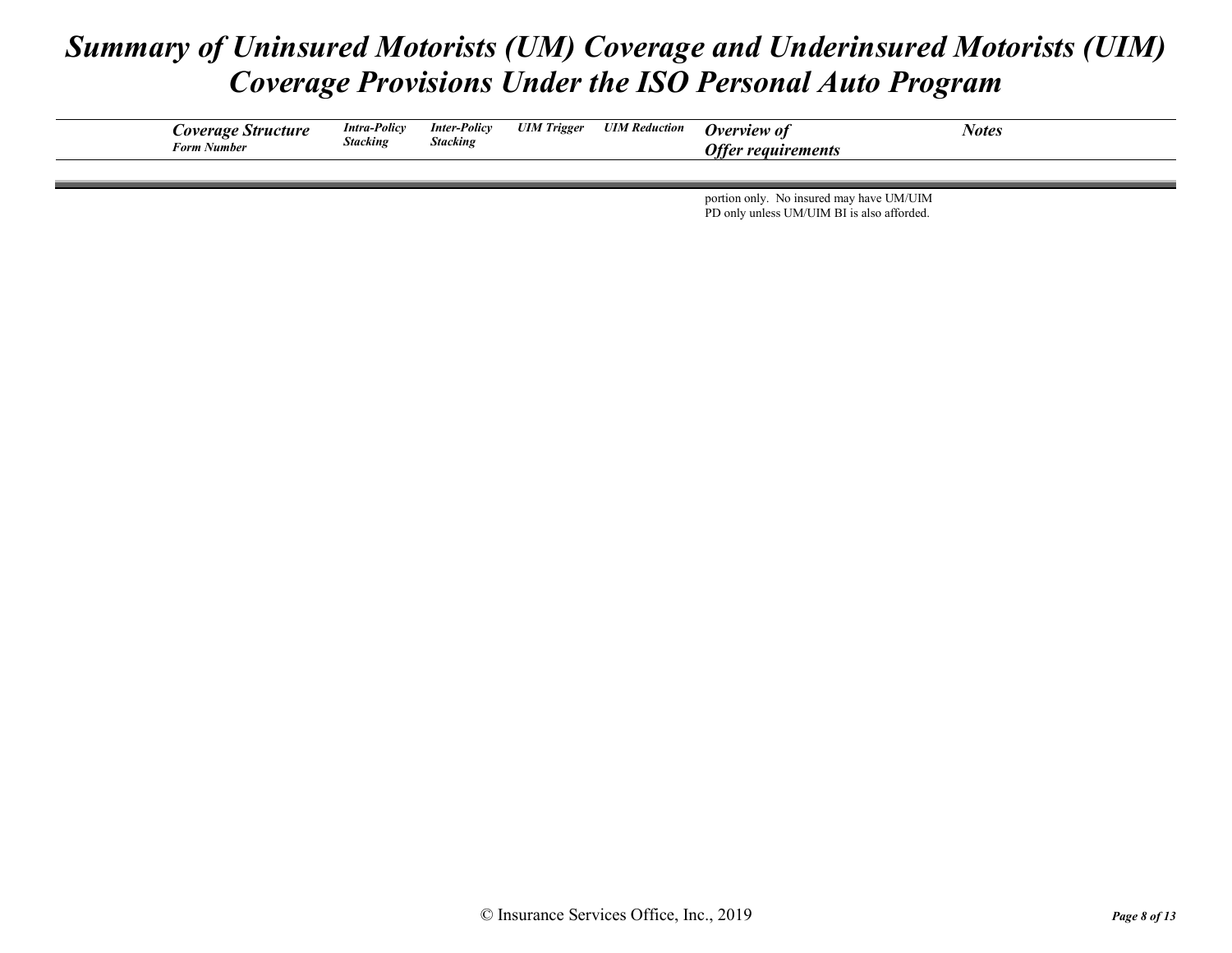# Summary of Uninsured Motorists (UM) Coverage and Underinsured Motorists (UIM) Coverage Provisions Under the ISO Personal Auto Program

| *Coverage Structure* *Form Number* | *Intra-Policy Stacking* | *Inter-Policy Stacking* | *UIM Trigger* | *UIM Reduction* | *Overview of Offer requirements* | *Notes* |
|---|---|---|---|---|---|---|
| | | | | | portion only. No insured may have UM/UIM PD only unless UM/UIM BI is also afforded. | |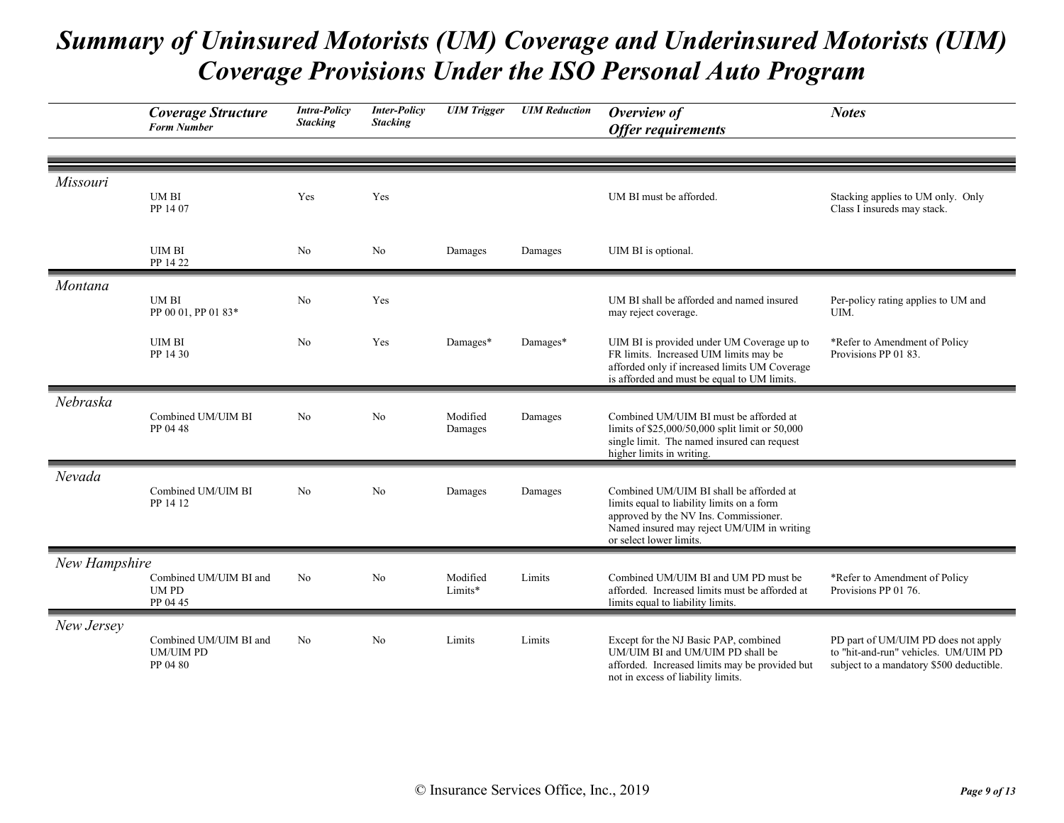# Summary of Uninsured Motorists (UM) Coverage and Underinsured Motorists (UIM) Coverage Provisions Under the ISO Personal Auto Program

| | Coverage Structure *Form Number* | Intra-Policy Stacking | Inter-Policy Stacking | UIM Trigger | UIM Reduction | Overview of Offer requirements | Notes |
|---|---|---|---|---|---|---|---|
| *Missouri* | | | | | | | |
| | UM BI PP 14 07 | Yes | Yes | | | UM BI must be afforded. | Stacking applies to UM only. Only Class I insureds may stack. |
| | UIM BI PP 14 22 | No | No | Damages | Damages | UIM BI is optional. | |
| *Montana* | | | | | | | |
| | UM BI PP 00 01, PP 01 83* | No | Yes | | | UM BI shall be afforded and named insured may reject coverage. | Per-policy rating applies to UM and UIM. |
| | UIM BI PP 14 30 | No | Yes | Damages* | Damages* | UIM BI is provided under UM Coverage up to FR limits. Increased UIM limits may be afforded only if increased limits UM Coverage is afforded and must be equal to UM limits. | *Refer to Amendment of Policy Provisions PP 01 83. |
| *Nebraska* | | | | | | | |
| | Combined UM/UIM BI PP 04 48 | No | No | Modified Damages | Damages | Combined UM/UIM BI must be afforded at limits of $25,000/50,000 split limit or 50,000 single limit. The named insured can request higher limits in writing. | |
| *Nevada* | | | | | | | |
| | Combined UM/UIM BI PP 14 12 | No | No | Damages | Damages | Combined UM/UIM BI shall be afforded at limits equal to liability limits on a form approved by the NV Ins. Commissioner. Named insured may reject UM/UIM in writing or select lower limits. | |
| *New Hampshire* | | | | | | | |
| | Combined UM/UIM BI and UM PD PP 04 45 | No | No | Modified Limits* | Limits | Combined UM/UIM BI and UM PD must be afforded. Increased limits must be afforded at limits equal to liability limits. | *Refer to Amendment of Policy Provisions PP 01 76. |
| *New Jersey* | | | | | | | |
| | Combined UM/UIM BI and UM/UIM PD PP 04 80 | No | No | Limits | Limits | Except for the NJ Basic PAP, combined UM/UIM BI and UM/UIM PD shall be afforded. Increased limits may be provided but not in excess of liability limits. | PD part of UM/UIM PD does not apply to "hit-and-run" vehicles. UM/UIM PD subject to a mandatory $500 deductible. |

© Insurance Services Office, Inc., 2019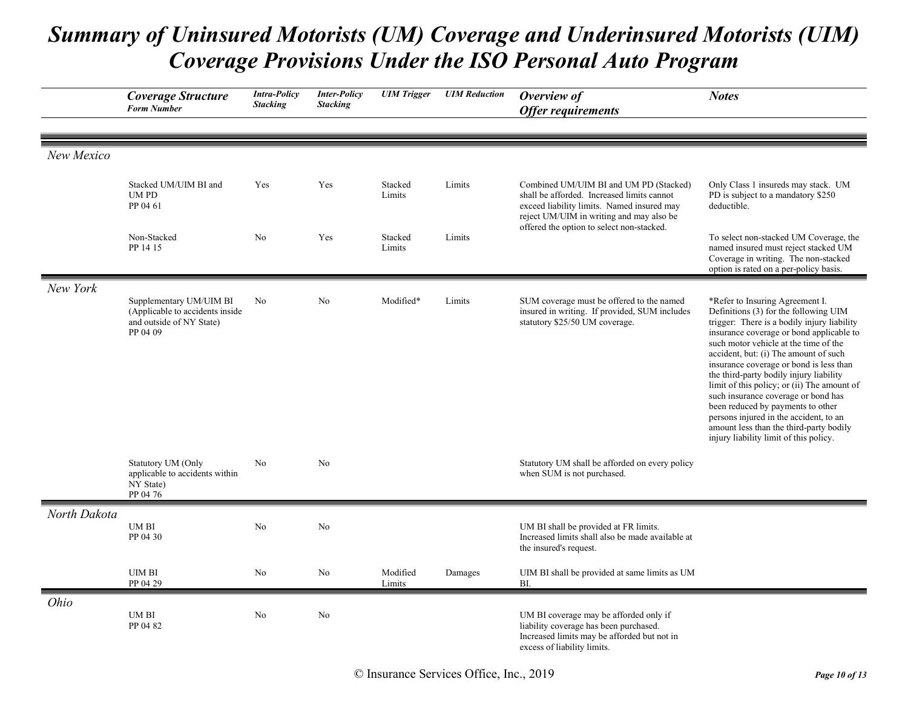# Summary of Uninsured Motorists (UM) Coverage and Underinsured Motorists (UIM) Coverage Provisions Under the ISO Personal Auto Program

| | Coverage Structure<br>Form Number | Intra-Policy Stacking | Inter-Policy Stacking | UIM Trigger | UIM Reduction | Overview of Offer requirements | Notes |
|---|---|---|---|---|---|---|---|
| New Mexico | | | | | | | |
| | Stacked UM/UIM BI and UM PD<br>PP 04 61 | Yes | Yes | Stacked Limits | Limits | Combined UM/UIM BI and UM PD (Stacked) shall be afforded. Increased limits cannot exceed liability limits. Named insured may reject UM/UIM in writing and may also be offered the option to select non-stacked. | Only Class 1 insureds may stack. UM PD is subject to a mandatory $250 deductible. |
| | Non-Stacked<br>PP 14 15 | No | Yes | Stacked Limits | Limits | | To select non-stacked UM Coverage, the named insured must reject stacked UM Coverage in writing. The non-stacked option is rated on a per-policy basis. |
| New York | | | | | | | |
| | Supplementary UM/UIM BI (Applicable to accidents inside and outside of NY State)<br>PP 04 09 | No | No | Modified* | Limits | SUM coverage must be offered to the named insured in writing. If provided, SUM includes statutory $25/50 UM coverage. | *Refer to Insuring Agreement I. Definitions (3) for the following UIM trigger: There is a bodily injury liability insurance coverage or bond applicable to such motor vehicle at the time of the accident, but: (i) The amount of such insurance coverage or bond is less than the third-party bodily injury liability limit of this policy; or (ii) The amount of such insurance coverage or bond has been reduced by payments to other persons injured in the accident, to an amount less than the third-party bodily injury liability limit of this policy. |
| | Statutory UM (Only applicable to accidents within NY State)<br>PP 04 76 | No | No | | | Statutory UM shall be afforded on every policy when SUM is not purchased. | |
| North Dakota | | | | | | | |
| | UM BI<br>PP 04 30 | No | No | | | UM BI shall be provided at FR limits. Increased limits shall also be made available at the insured's request. | |
| | UIM BI<br>PP 04 29 | No | No | Modified Limits | Damages | UIM BI shall be provided at same limits as UM BI. | |
| Ohio | | | | | | | |
| | UM BI<br>PP 04 82 | No | No | | | UM BI coverage may be afforded only if liability coverage has been purchased. Increased limits may be afforded but not in excess of liability limits. | |

© Insurance Services Office, Inc., 2019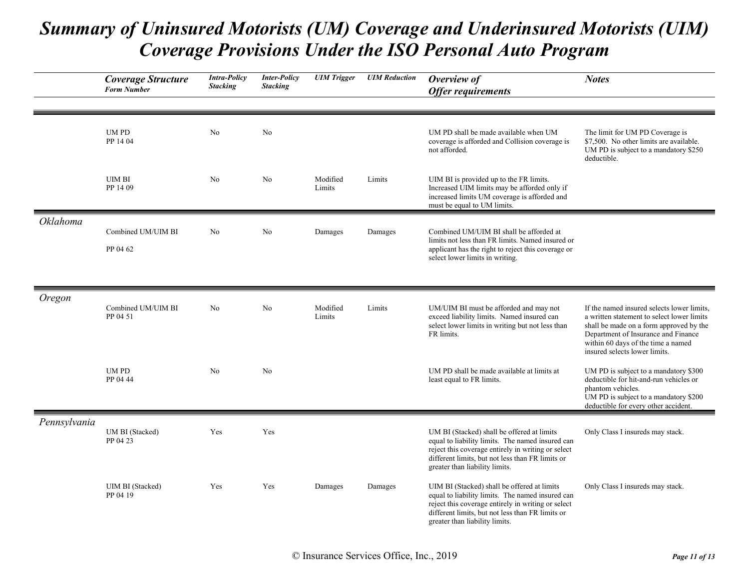# Summary of Uninsured Motorists (UM) Coverage and Underinsured Motorists (UIM) Coverage Provisions Under the ISO Personal Auto Program

| | Coverage Structure<br>Form Number | Intra-Policy Stacking | Inter-Policy Stacking | UIM Trigger | UIM Reduction | Overview of Offer requirements | Notes |
|---|---|---|---|---|---|---|---|
| | UM PD<br>PP 14 04 | No | No | | | UM PD shall be made available when UM coverage is afforded and Collision coverage is not afforded. | The limit for UM PD Coverage is $7,500. No other limits are available. UM PD is subject to a mandatory $250 deductible. |
| | UIM BI<br>PP 14 09 | No | No | Modified Limits | Limits | UIM BI is provided up to the FR limits. Increased UIM limits may be afforded only if increased limits UM coverage is afforded and must be equal to UM limits. | |
| *Oklahoma* | Combined UM/UIM BI<br>PP 04 62 | No | No | Damages | Damages | Combined UM/UIM BI shall be afforded at limits not less than FR limits. Named insured or applicant has the right to reject this coverage or select lower limits in writing. | |
| *Oregon* | Combined UM/UIM BI<br>PP 04 51 | No | No | Modified Limits | Limits | UM/UIM BI must be afforded and may not exceed liability limits. Named insured can select lower limits in writing but not less than FR limits. | If the named insured selects lower limits, a written statement to select lower limits shall be made on a form approved by the Department of Insurance and Finance within 60 days of the time a named insured selects lower limits. |
| | UM PD<br>PP 04 44 | No | No | | | UM PD shall be made available at limits at least equal to FR limits. | UM PD is subject to a mandatory $300 deductible for hit-and-run vehicles or phantom vehicles.<br>UM PD is subject to a mandatory $200 deductible for every other accident. |
| *Pennsylvania* | UM BI (Stacked)<br>PP 04 23 | Yes | Yes | | | UM BI (Stacked) shall be offered at limits equal to liability limits. The named insured can reject this coverage entirely in writing or select different limits, but not less than FR limits or greater than liability limits. | Only Class I insureds may stack. |
| | UIM BI (Stacked)<br>PP 04 19 | Yes | Yes | Damages | Damages | UIM BI (Stacked) shall be offered at limits equal to liability limits. The named insured can reject this coverage entirely in writing or select different limits, but not less than FR limits or greater than liability limits. | Only Class I insureds may stack. |

© Insurance Services Office, Inc., 2019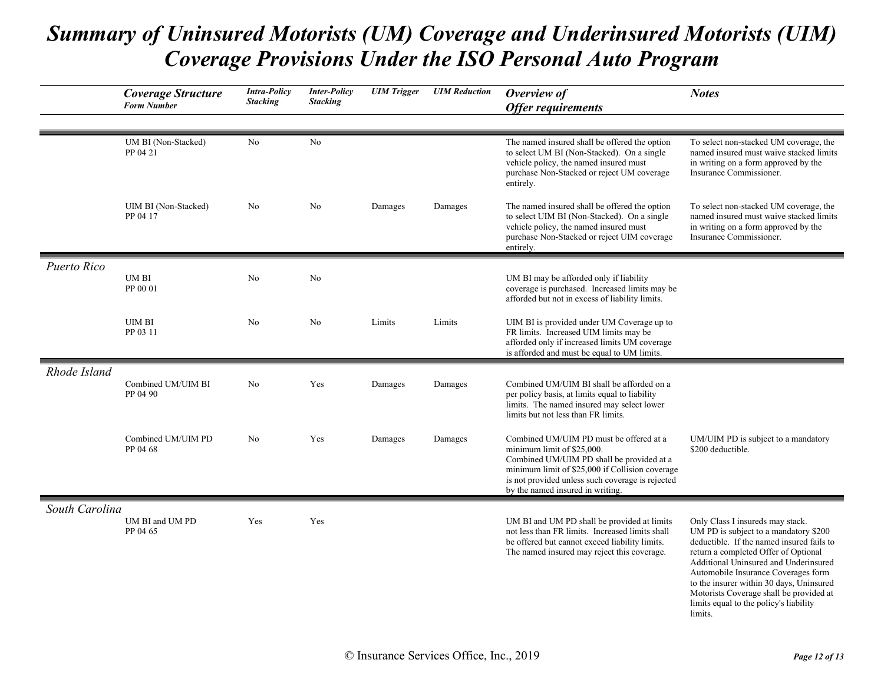# *Summary of Uninsured Motorists (UM) Coverage and Underinsured Motorists (UIM) Coverage Provisions Under the ISO Personal Auto Program*

| | Coverage Structure<br>Form Number | Intra-Policy Stacking | Inter-Policy Stacking | UIM Trigger | UIM Reduction | Overview of Offer requirements | Notes |
|---|---|---|---|---|---|---|---|
| | UM BI (Non-Stacked)<br>PP 04 21 | No | No | | | The named insured shall be offered the option to select UM BI (Non-Stacked). On a single vehicle policy, the named insured must purchase Non-Stacked or reject UM coverage entirely. | To select non-stacked UM coverage, the named insured must waive stacked limits in writing on a form approved by the Insurance Commissioner. |
| | UIM BI (Non-Stacked)<br>PP 04 17 | No | No | Damages | Damages | The named insured shall be offered the option to select UIM BI (Non-Stacked). On a single vehicle policy, the named insured must purchase Non-Stacked or reject UIM coverage entirely. | To select non-stacked UM coverage, the named insured must waive stacked limits in writing on a form approved by the Insurance Commissioner. |
| *Puerto Rico* | UM BI<br>PP 00 01 | No | No | | | UM BI may be afforded only if liability coverage is purchased. Increased limits may be afforded but not in excess of liability limits. | |
| | UIM BI<br>PP 03 11 | No | No | Limits | Limits | UIM BI is provided under UM Coverage up to FR limits. Increased UIM limits may be afforded only if increased limits UM coverage is afforded and must be equal to UM limits. | |
| *Rhode Island* | Combined UM/UIM BI<br>PP 04 90 | No | Yes | Damages | Damages | Combined UM/UIM BI shall be afforded on a per policy basis, at limits equal to liability limits. The named insured may select lower limits but not less than FR limits. | |
| | Combined UM/UIM PD<br>PP 04 68 | No | Yes | Damages | Damages | Combined UM/UIM PD must be offered at a minimum limit of $25,000.<br>Combined UM/UIM PD shall be provided at a minimum limit of $25,000 if Collision coverage is not provided unless such coverage is rejected by the named insured in writing. | UM/UIM PD is subject to a mandatory $200 deductible. |
| *South Carolina* | UM BI and UM PD<br>PP 04 65 | Yes | Yes | | | UM BI and UM PD shall be provided at limits not less than FR limits. Increased limits shall be offered but cannot exceed liability limits. The named insured may reject this coverage. | Only Class I insureds may stack.<br>UM PD is subject to a mandatory $200 deductible. If the named insured fails to return a completed Offer of Optional Additional Uninsured and Underinsured Automobile Insurance Coverages form to the insurer within 30 days, Uninsured Motorists Coverage shall be provided at limits equal to the policy's liability limits. |

© Insurance Services Office, Inc., 2019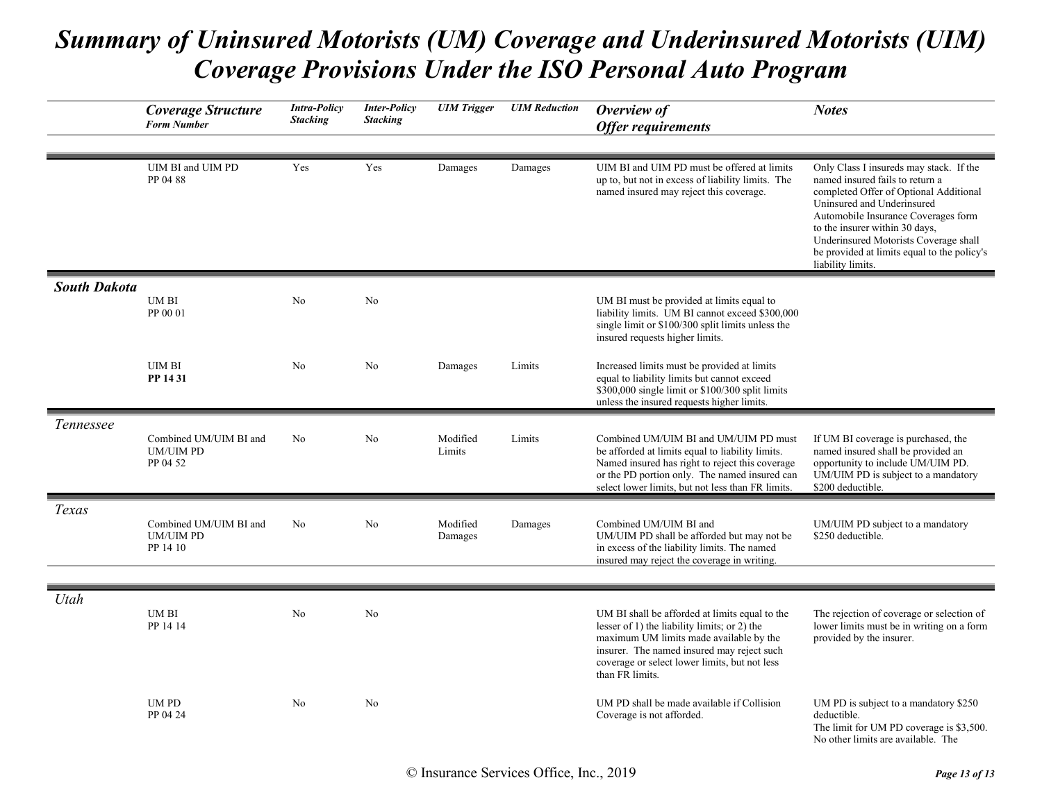# *Summary of Uninsured Motorists (UM) Coverage and Underinsured Motorists (UIM) Coverage Provisions Under the ISO Personal Auto Program*

| | *Coverage Structure* *Form Number* | *Intra-Policy Stacking* | *Inter-Policy Stacking* | *UIM Trigger* | *UIM Reduction* | *Overview of Offer requirements* | *Notes* |
|---|---|---|---|---|---|---|---|
| | UIM BI and UIM PD PP 04 88 | Yes | Yes | Damages | Damages | UIM BI and UIM PD must be offered at limits up to, but not in excess of liability limits. The named insured may reject this coverage. | Only Class I insureds may stack. If the named insured fails to return a completed Offer of Optional Additional Uninsured and Underinsured Automobile Insurance Coverages form to the insurer within 30 days, Underinsured Motorists Coverage shall be provided at limits equal to the policy's liability limits. |
| ***South Dakota*** | UM BI PP 00 01 | No | No | | | UM BI must be provided at limits equal to liability limits. UM BI cannot exceed $300,000 single limit or $100/300 split limits unless the insured requests higher limits. | |
| | UIM BI **PP 14 31** | No | No | Damages | Limits | Increased limits must be provided at limits equal to liability limits but cannot exceed $300,000 single limit or $100/300 split limits unless the insured requests higher limits. | |
| *Tennessee* | Combined UM/UIM BI and UM/UIM PD PP 04 52 | No | No | Modified Limits | Limits | Combined UM/UIM BI and UM/UIM PD must be afforded at limits equal to liability limits. Named insured has right to reject this coverage or the PD portion only. The named insured can select lower limits, but not less than FR limits. | If UM BI coverage is purchased, the named insured shall be provided an opportunity to include UM/UIM PD. UM/UIM PD is subject to a mandatory $200 deductible. |
| *Texas* | Combined UM/UIM BI and UM/UIM PD PP 14 10 | No | No | Modified Damages | Damages | Combined UM/UIM BI and UM/UIM PD shall be afforded but may not be in excess of the liability limits. The named insured may reject the coverage in writing. | UM/UIM PD subject to a mandatory $250 deductible. |
| *Utah* | UM BI PP 14 14 | No | No | | | UM BI shall be afforded at limits equal to the lesser of 1) the liability limits; or 2) the maximum UM limits made available by the insurer. The named insured may reject such coverage or select lower limits, but not less than FR limits. | The rejection of coverage or selection of lower limits must be in writing on a form provided by the insurer. |
| | UM PD PP 04 24 | No | No | | | UM PD shall be made available if Collision Coverage is not afforded. | UM PD is subject to a mandatory $250 deductible. The limit for UM PD coverage is $3,500. No other limits are available. The |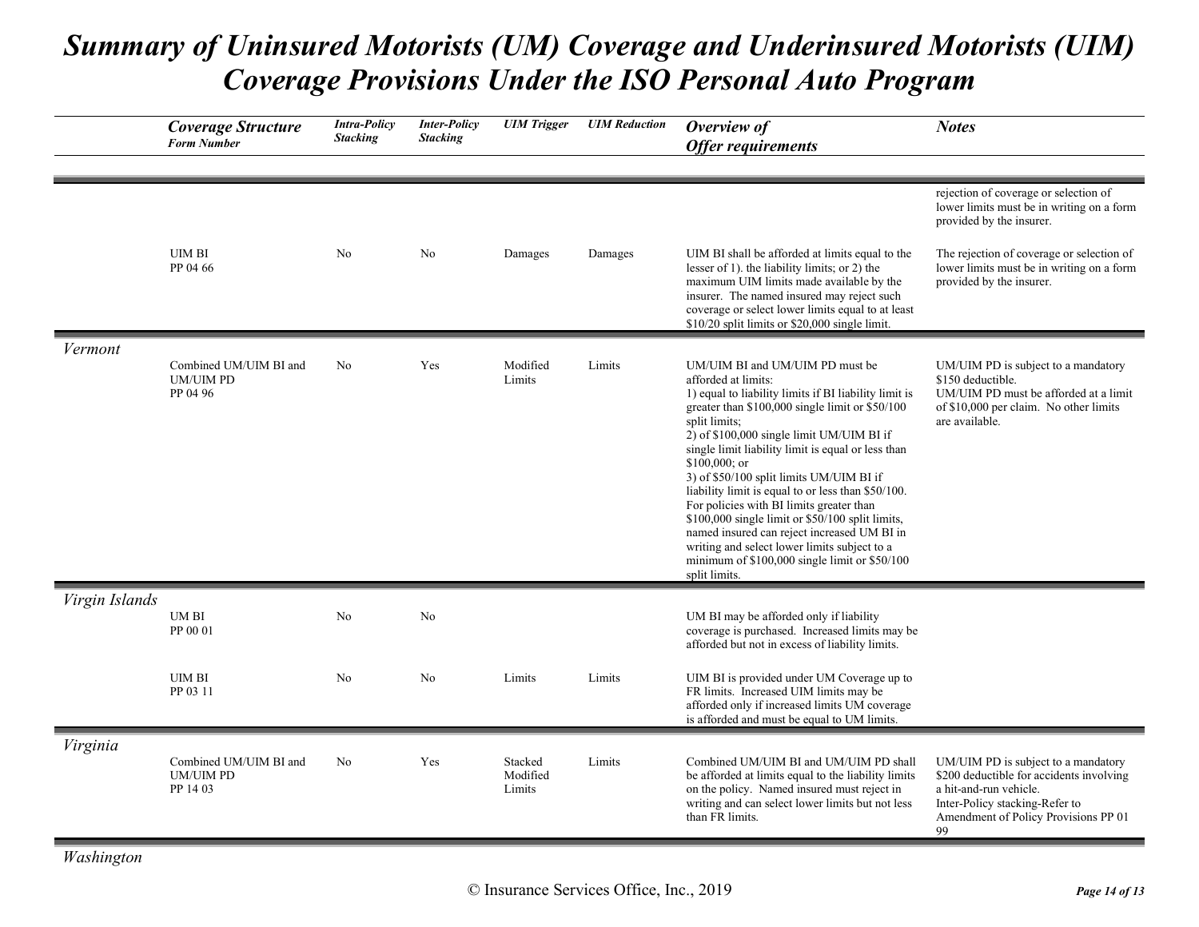# Summary of Uninsured Motorists (UM) Coverage and Underinsured Motorists (UIM) Coverage Provisions Under the ISO Personal Auto Program

| | Coverage Structure Form Number | Intra-Policy Stacking | Inter-Policy Stacking | UIM Trigger | UIM Reduction | Overview of Offer requirements | Notes |
|---|---|---|---|---|---|---|---|
| | | | | | | | rejection of coverage or selection of lower limits must be in writing on a form provided by the insurer. |
| | UIM BI PP 04 66 | No | No | Damages | Damages | UIM BI shall be afforded at limits equal to the lesser of 1). the liability limits; or 2) the maximum UIM limits made available by the insurer. The named insured may reject such coverage or select lower limits equal to at least $10/20 split limits or $20,000 single limit. | The rejection of coverage or selection of lower limits must be in writing on a form provided by the insurer. |
| *Vermont* | Combined UM/UIM BI and UM/UIM PD PP 04 96 | No | Yes | Modified Limits | Limits | UM/UIM BI and UM/UIM PD must be afforded at limits: 1) equal to liability limits if BI liability limit is greater than $100,000 single limit or $50/100 split limits; 2) of $100,000 single limit UM/UIM BI if single limit liability limit is equal or less than $100,000; or 3) of $50/100 split limits UM/UIM BI if liability limit is equal to or less than $50/100. For policies with BI limits greater than $100,000 single limit or $50/100 split limits, named insured can reject increased UM BI in writing and select lower limits subject to a minimum of $100,000 single limit or $50/100 split limits. | UM/UIM PD is subject to a mandatory $150 deductible. UM/UIM PD must be afforded at a limit of $10,000 per claim. No other limits are available. |
| *Virgin Islands* | UM BI PP 00 01 | No | No | | | UM BI may be afforded only if liability coverage is purchased. Increased limits may be afforded but not in excess of liability limits. | |
| | UIM BI PP 03 11 | No | No | Limits | Limits | UIM BI is provided under UM Coverage up to FR limits. Increased UIM limits may be afforded only if increased limits UM coverage is afforded and must be equal to UM limits. | |
| *Virginia* | Combined UM/UIM BI and UM/UIM PD PP 14 03 | No | Yes | Stacked Modified Limits | Limits | Combined UM/UIM BI and UM/UIM PD shall be afforded at limits equal to the liability limits on the policy. Named insured must reject in writing and can select lower limits but not less than FR limits. | UM/UIM PD is subject to a mandatory $200 deductible for accidents involving a hit-and-run vehicle. Inter-Policy stacking-Refer to Amendment of Policy Provisions PP 01 99 |
| *Washington* | | | | | | | |

© Insurance Services Office, Inc., 2019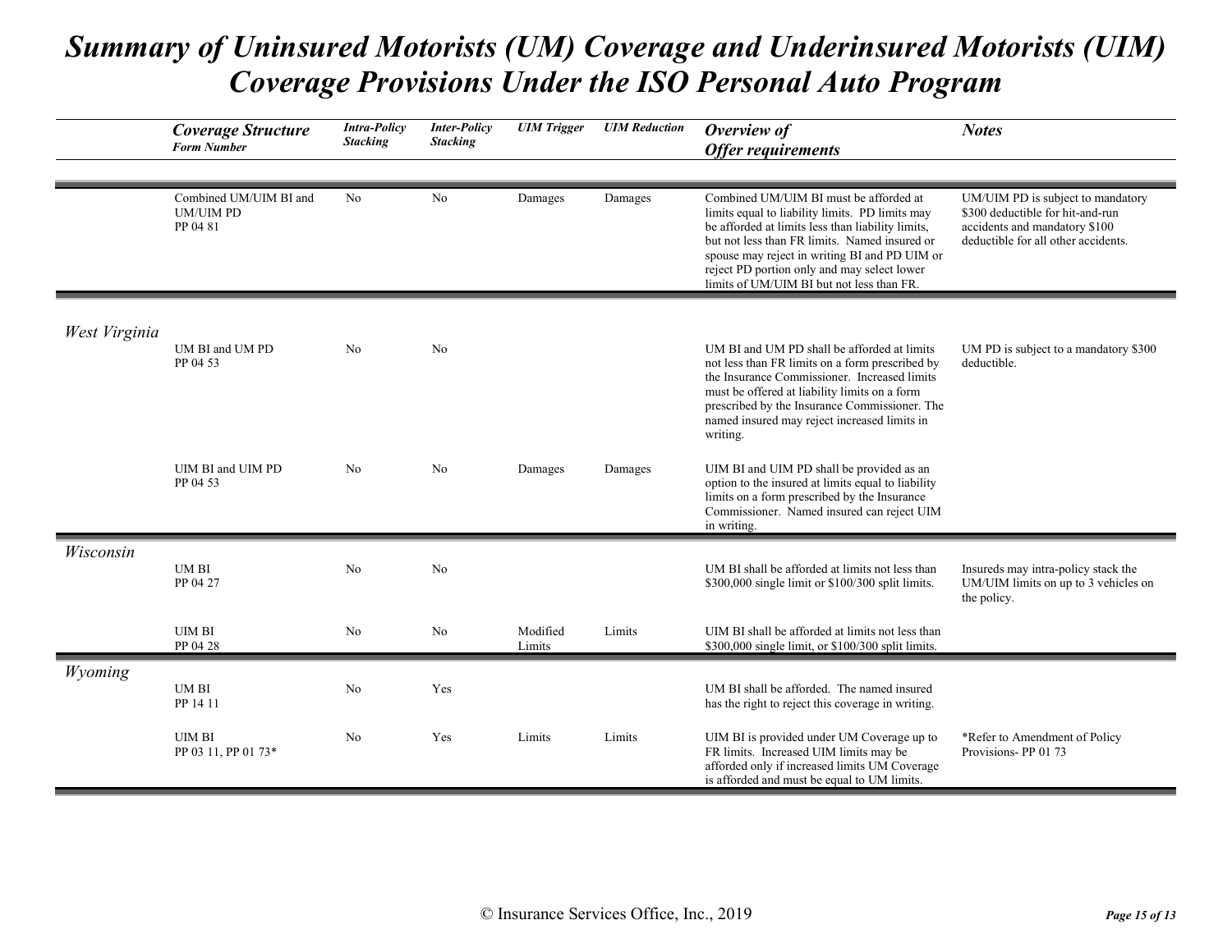# Summary of Uninsured Motorists (UM) Coverage and Underinsured Motorists (UIM) Coverage Provisions Under the ISO Personal Auto Program

| | Coverage Structure<br>Form Number | Intra-Policy Stacking | Inter-Policy Stacking | UIM Trigger | UIM Reduction | Overview of Offer requirements | Notes |
|---|---|---|---|---|---|---|---|
| | Combined UM/UIM BI and UM/UIM PD<br>PP 04 81 | No | No | Damages | Damages | Combined UM/UIM BI must be afforded at limits equal to liability limits. PD limits may be afforded at limits less than liability limits, but not less than FR limits. Named insured or spouse may reject in writing BI and PD UIM or reject PD portion only and may select lower limits of UM/UIM BI but not less than FR. | UM/UIM PD is subject to mandatory $300 deductible for hit-and-run accidents and mandatory $100 deductible for all other accidents. |
| *West Virginia* | UM BI and UM PD<br>PP 04 53 | No | No | | | UM BI and UM PD shall be afforded at limits not less than FR limits on a form prescribed by the Insurance Commissioner. Increased limits must be offered at liability limits on a form prescribed by the Insurance Commissioner. The named insured may reject increased limits in writing. | UM PD is subject to a mandatory $300 deductible. |
| | UIM BI and UIM PD<br>PP 04 53 | No | No | Damages | Damages | UIM BI and UIM PD shall be provided as an option to the insured at limits equal to liability limits on a form prescribed by the Insurance Commissioner. Named insured can reject UIM in writing. | |
| *Wisconsin* | UM BI<br>PP 04 27 | No | No | | | UM BI shall be afforded at limits not less than $300,000 single limit or $100/300 split limits. | Insureds may intra-policy stack the UM/UIM limits on up to 3 vehicles on the policy. |
| | UIM BI<br>PP 04 28 | No | No | Modified Limits | Limits | UIM BI shall be afforded at limits not less than $300,000 single limit, or $100/300 split limits. | |
| *Wyoming* | UM BI<br>PP 14 11 | No | Yes | | | UM BI shall be afforded. The named insured has the right to reject this coverage in writing. | |
| | UIM BI<br>PP 03 11, PP 01 73* | No | Yes | Limits | Limits | UIM BI is provided under UM Coverage up to FR limits. Increased UIM limits may be afforded only if increased limits UM Coverage is afforded and must be equal to UM limits. | *Refer to Amendment of Policy Provisions- PP 01 73 |

© Insurance Services Office, Inc., 2019